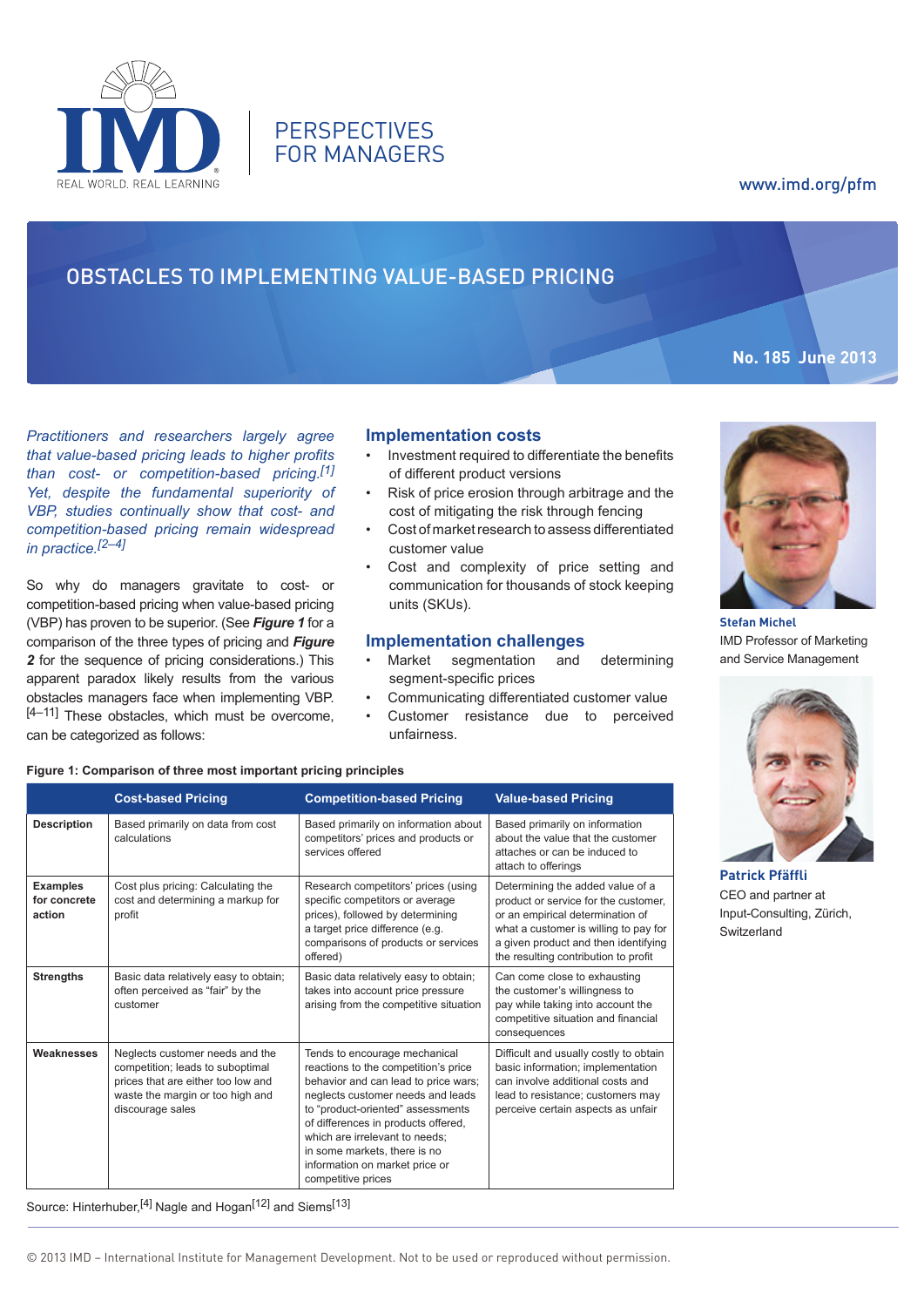PERSPECTIVES FOR MANAGERS

www.imd.org/pfm

# OBSTACLES TO IMPLEMENTING VALUE-BASED PRICING

**No. 185 June 2013**

*Practitioners and researchers largely agree that value-based pricing leads to higher profits than cost- or competition-based pricing.[1] Yet, despite the fundamental superiority of VBP, studies continually show that cost- and competition-based pricing remain widespread in practice.[2–4]*

So why do managers gravitate to cost- or competition-based pricing when value-based pricing (VBP) has proven to be superior. (See ***Figure 1*** for a comparison of the three types of pricing and ***Figure 2*** for the sequence of pricing considerations.) This apparent paradox likely results from the various obstacles managers face when implementing VBP.[4–11] These obstacles, which must be overcome, can be categorized as follows:

## Implementation costs

- Investment required to differentiate the benefits of different product versions
- Risk of price erosion through arbitrage and the cost of mitigating the risk through fencing
- Cost of market research to assess differentiated customer value
- Cost and complexity of price setting and communication for thousands of stock keeping units (SKUs).

## Implementation challenges

- Market segmentation and determining segment-specific prices
- Communicating differentiated customer value
- Customer resistance due to perceived unfairness.

**Stefan Michel**
IMD Professor of Marketing and Service Management

**Patrick Pfäffli**
CEO and partner at Input-Consulting, Zürich, Switzerland

**Figure 1: Comparison of three most important pricing principles**

| | Cost-based Pricing | Competition-based Pricing | Value-based Pricing |
|---|---|---|---|
| **Description** | Based primarily on data from cost calculations | Based primarily on information about competitors' prices and products or services offered | Based primarily on information about the value that the customer attaches or can be induced to attach to offerings |
| **Examples for concrete action** | Cost plus pricing: Calculating the cost and determining a markup for profit | Research competitors' prices (using specific competitors or average prices), followed by determining a target price difference (e.g. comparisons of products or services offered) | Determining the added value of a product or service for the customer, or an empirical determination of what a customer is willing to pay for a given product and then identifying the resulting contribution to profit |
| **Strengths** | Basic data relatively easy to obtain; often perceived as "fair" by the customer | Basic data relatively easy to obtain; takes into account price pressure arising from the competitive situation | Can come close to exhausting the customer's willingness to pay while taking into account the competitive situation and financial consequences |
| **Weaknesses** | Neglects customer needs and the competition; leads to suboptimal prices that are either too low and waste the margin or too high and discourage sales | Tends to encourage mechanical reactions to the competition's price behavior and can lead to price wars; neglects customer needs and leads to "product-oriented" assessments of differences in products offered, which are irrelevant to needs; in some markets, there is no information on market price or competitive prices | Difficult and usually costly to obtain basic information; implementation can involve additional costs and lead to resistance; customers may perceive certain aspects as unfair |

Source: Hinterhuber,[4] Nagle and Hogan[12] and Siems[13]

© 2013 IMD – International Institute for Management Development. Not to be used or reproduced without permission.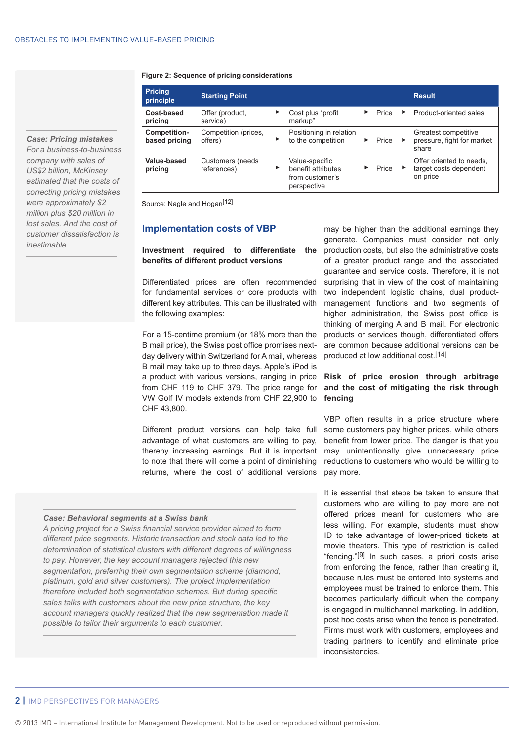*Case: Pricing mistakes*
*For a business-to-business company with sales of US$2 billion, McKinsey estimated that the costs of correcting pricing mistakes were approximately $2 million plus $20 million in lost sales. And the cost of customer dissatisfaction is inestimable.*

**Figure 2: Sequence of pricing considerations**

| Pricing principle | Starting Point | | | | | Result |
|---|---|---|---|---|---|---|
| **Cost-based pricing** | Offer (product, service) | ► | Cost plus "profit markup" | ► Price | ► | Product-oriented sales |
| **Competition-based pricing** | Competition (prices, offers) | ► | Positioning in relation to the competition | ► Price | ► | Greatest competitive pressure, fight for market share |
| **Value-based pricing** | Customers (needs references) | ► | Value-specific benefit attributes from customer's perspective | ► Price | ► | Offer oriented to needs, target costs dependent on price |

Source: Nagle and Hogan[12]

## Implementation costs of VBP

**Investment required to differentiate the benefits of different product versions**

Differentiated prices are often recommended for fundamental services or core products with different key attributes. This can be illustrated with the following examples:

For a 15-centime premium (or 18% more than the B mail price), the Swiss post office promises next-day delivery within Switzerland for A mail, whereas B mail may take up to three days. Apple's iPod is a product with various versions, ranging in price from CHF 119 to CHF 379. The price range for VW Golf IV models extends from CHF 22,900 to CHF 43,800.

Different product versions can help take full advantage of what customers are willing to pay, thereby increasing earnings. But it is important to note that there will come a point of diminishing returns, where the cost of additional versions may be higher than the additional earnings they generate. Companies must consider not only production costs, but also the administrative costs of a greater product range and the associated guarantee and service costs. Therefore, it is not surprising that in view of the cost of maintaining two independent logistic chains, dual product-management functions and two segments of higher administration, the Swiss post office is thinking of merging A and B mail. For electronic products or services though, differentiated offers are common because additional versions can be produced at low additional cost.[14]

**Risk of price erosion through arbitrage and the cost of mitigating the risk through fencing**

VBP often results in a price structure where some customers pay higher prices, while others benefit from lower price. The danger is that you may unintentionally give unnecessary price reductions to customers who would be willing to pay more.

It is essential that steps be taken to ensure that customers who are willing to pay more are not offered prices meant for customers who are less willing. For example, students must show ID to take advantage of lower-priced tickets at movie theaters. This type of restriction is called "fencing."[9] In such cases, a priori costs arise from enforcing the fence, rather than creating it, because rules must be entered into systems and employees must be trained to enforce them. This becomes particularly difficult when the company is engaged in multichannel marketing. In addition, post hoc costs arise when the fence is penetrated. Firms must work with customers, employees and trading partners to identify and eliminate price inconsistencies.

*Case: Behavioral segments at a Swiss bank*
*A pricing project for a Swiss financial service provider aimed to form different price segments. Historic transaction and stock data led to the determination of statistical clusters with different degrees of willingness to pay. However, the key account managers rejected this new segmentation, preferring their own segmentation scheme (diamond, platinum, gold and silver customers). The project implementation therefore included both segmentation schemes. But during specific sales talks with customers about the new price structure, the key account managers quickly realized that the new segmentation made it possible to tailor their arguments to each customer.*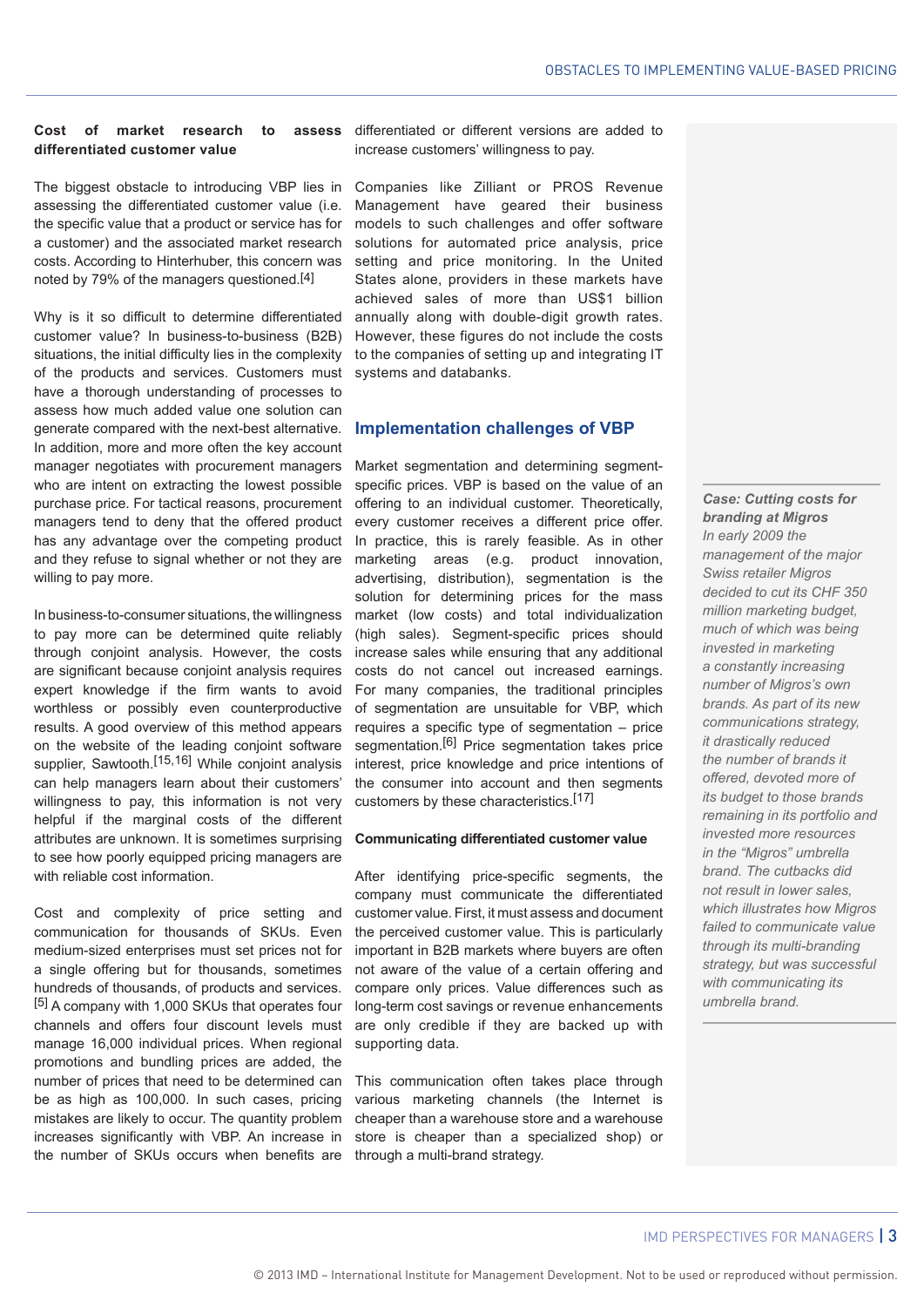**Cost of market research to assess differentiated customer value**

The biggest obstacle to introducing VBP lies in assessing the differentiated customer value (i.e. the specific value that a product or service has for a customer) and the associated market research costs. According to Hinterhuber, this concern was noted by 79% of the managers questioned.[4]

Why is it so difficult to determine differentiated customer value? In business-to-business (B2B) situations, the initial difficulty lies in the complexity of the products and services. Customers must have a thorough understanding of processes to assess how much added value one solution can generate compared with the next-best alternative. In addition, more and more often the key account manager negotiates with procurement managers who are intent on extracting the lowest possible purchase price. For tactical reasons, procurement managers tend to deny that the offered product has any advantage over the competing product and they refuse to signal whether or not they are willing to pay more.

In business-to-consumer situations, the willingness to pay more can be determined quite reliably through conjoint analysis. However, the costs are significant because conjoint analysis requires expert knowledge if the firm wants to avoid worthless or possibly even counterproductive results. A good overview of this method appears on the website of the leading conjoint software supplier, Sawtooth.[15,16] While conjoint analysis can help managers learn about their customers' willingness to pay, this information is not very helpful if the marginal costs of the different attributes are unknown. It is sometimes surprising to see how poorly equipped pricing managers are with reliable cost information.

Cost and complexity of price setting and communication for thousands of SKUs. Even medium-sized enterprises must set prices not for a single offering but for thousands, sometimes hundreds of thousands, of products and services.[5] A company with 1,000 SKUs that operates four channels and offers four discount levels must manage 16,000 individual prices. When regional promotions and bundling prices are added, the number of prices that need to be determined can be as high as 100,000. In such cases, pricing mistakes are likely to occur. The quantity problem increases significantly with VBP. An increase in the number of SKUs occurs when benefits are differentiated or different versions are added to increase customers' willingness to pay.

Companies like Zilliant or PROS Revenue Management have geared their business models to such challenges and offer software solutions for automated price analysis, price setting and price monitoring. In the United States alone, providers in these markets have achieved sales of more than US$1 billion annually along with double-digit growth rates. However, these figures do not include the costs to the companies of setting up and integrating IT systems and databanks.

## Implementation challenges of VBP

Market segmentation and determining segment-specific prices. VBP is based on the value of an offering to an individual customer. Theoretically, every customer receives a different price offer. In practice, this is rarely feasible. As in other marketing areas (e.g. product innovation, advertising, distribution), segmentation is the solution for determining prices for the mass market (low costs) and total individualization (high sales). Segment-specific prices should increase sales while ensuring that any additional costs do not cancel out increased earnings. For many companies, the traditional principles of segmentation are unsuitable for VBP, which requires a specific type of segmentation – price segmentation.[6] Price segmentation takes price interest, price knowledge and price intentions of the consumer into account and then segments customers by these characteristics.[17]

**Communicating differentiated customer value**

After identifying price-specific segments, the company must communicate the differentiated customer value. First, it must assess and document the perceived customer value. This is particularly important in B2B markets where buyers are often not aware of the value of a certain offering and compare only prices. Value differences such as long-term cost savings or revenue enhancements are only credible if they are backed up with supporting data.

This communication often takes place through various marketing channels (the Internet is cheaper than a warehouse store and a warehouse store is cheaper than a specialized shop) or through a multi-brand strategy.

***Case: Cutting costs for branding at Migros***
*In early 2009 the management of the major Swiss retailer Migros decided to cut its CHF 350 million marketing budget, much of which was being invested in marketing a constantly increasing number of Migros's own brands. As part of its new communications strategy, it drastically reduced the number of brands it offered, devoted more of its budget to those brands remaining in its portfolio and invested more resources in the "Migros" umbrella brand. The cutbacks did not result in lower sales, which illustrates how Migros failed to communicate value through its multi-branding strategy, but was successful with communicating its umbrella brand.*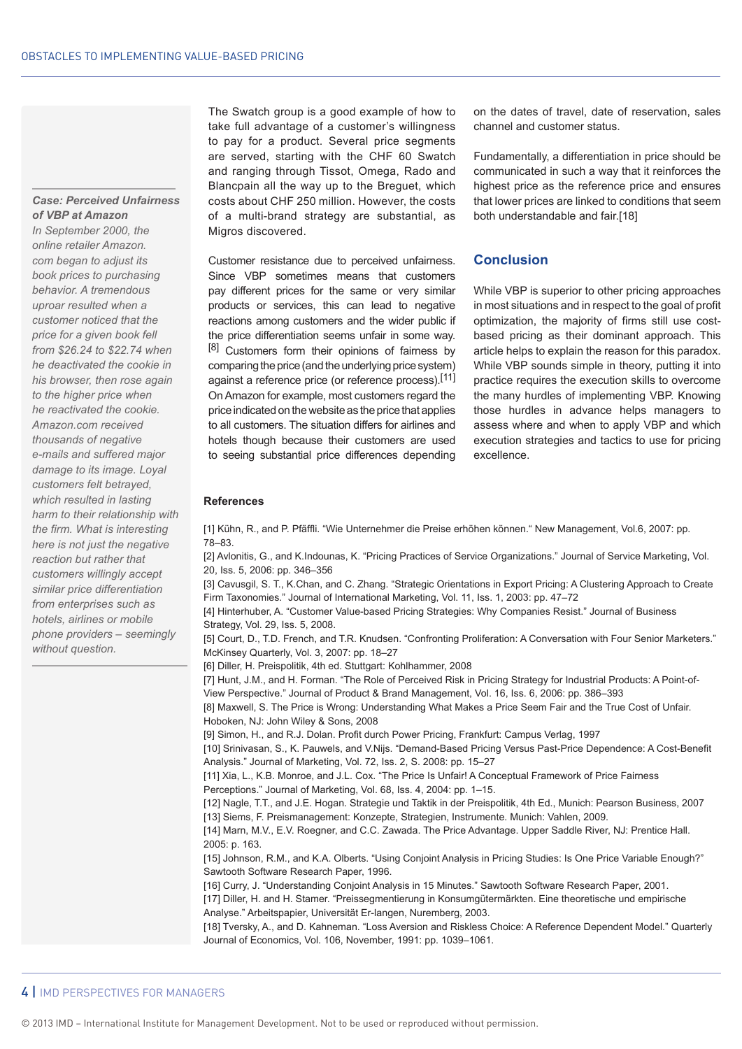### *Case: Perceived Unfairness of VBP at Amazon*

*In September 2000, the online retailer Amazon.com began to adjust its book prices to purchasing behavior. A tremendous uproar resulted when a customer noticed that the price for a given book fell from $26.24 to $22.74 when he deactivated the cookie in his browser, then rose again to the higher price when he reactivated the cookie. Amazon.com received thousands of negative e-mails and suffered major damage to its image. Loyal customers felt betrayed, which resulted in lasting harm to their relationship with the firm. What is interesting here is not just the negative reaction but rather that customers willingly accept similar price differentiation from enterprises such as hotels, airlines or mobile phone providers – seemingly without question.*

The Swatch group is a good example of how to take full advantage of a customer's willingness to pay for a product. Several price segments are served, starting with the CHF 60 Swatch and ranging through Tissot, Omega, Rado and Blancpain all the way up to the Breguet, which costs about CHF 250 million. However, the costs of a multi-brand strategy are substantial, as Migros discovered.

Customer resistance due to perceived unfairness. Since VBP sometimes means that customers pay different prices for the same or very similar products or services, this can lead to negative reactions among customers and the wider public if the price differentiation seems unfair in some way.[8] Customers form their opinions of fairness by comparing the price (and the underlying price system) against a reference price (or reference process).[11] On Amazon for example, most customers regard the price indicated on the website as the price that applies to all customers. The situation differs for airlines and hotels though because their customers are used to seeing substantial price differences depending on the dates of travel, date of reservation, sales channel and customer status.

Fundamentally, a differentiation in price should be communicated in such a way that it reinforces the highest price as the reference price and ensures that lower prices are linked to conditions that seem both understandable and fair.[18]

## Conclusion

While VBP is superior to other pricing approaches in most situations and in respect to the goal of profit optimization, the majority of firms still use cost-based pricing as their dominant approach. This article helps to explain the reason for this paradox. While VBP sounds simple in theory, putting it into practice requires the execution skills to overcome the many hurdles of implementing VBP. Knowing those hurdles in advance helps managers to assess where and when to apply VBP and which execution strategies and tactics to use for pricing excellence.

**References**

[1] Kühn, R., and P. Pfäffli. "Wie Unternehmer die Preise erhöhen können." New Management, Vol.6, 2007: pp. 78–83.

[2] Avlonitis, G., and K.Indounas, K. "Pricing Practices of Service Organizations." Journal of Service Marketing, Vol. 20, Iss. 5, 2006: pp. 346–356

[3] Cavusgil, S. T., K.Chan, and C. Zhang. "Strategic Orientations in Export Pricing: A Clustering Approach to Create Firm Taxonomies." Journal of International Marketing, Vol. 11, Iss. 1, 2003: pp. 47–72

[4] Hinterhuber, A. "Customer Value-based Pricing Strategies: Why Companies Resist." Journal of Business Strategy, Vol. 29, Iss. 5, 2008.

[5] Court, D., T.D. French, and T.R. Knudsen. "Confronting Proliferation: A Conversation with Four Senior Marketers." McKinsey Quarterly, Vol. 3, 2007: pp. 18–27

[6] Diller, H. Preispolitik, 4th ed. Stuttgart: Kohlhammer, 2008

[7] Hunt, J.M., and H. Forman. "The Role of Perceived Risk in Pricing Strategy for Industrial Products: A Point-of-View Perspective." Journal of Product & Brand Management, Vol. 16, Iss. 6, 2006: pp. 386–393

[8] Maxwell, S. The Price is Wrong: Understanding What Makes a Price Seem Fair and the True Cost of Unfair. Hoboken, NJ: John Wiley & Sons, 2008

[9] Simon, H., and R.J. Dolan. Profit durch Power Pricing, Frankfurt: Campus Verlag, 1997

[10] Srinivasan, S., K. Pauwels, and V.Nijs. "Demand-Based Pricing Versus Past-Price Dependence: A Cost-Benefit Analysis." Journal of Marketing, Vol. 72, Iss. 2, S. 2008: pp. 15–27

[11] Xia, L., K.B. Monroe, and J.L. Cox. "The Price Is Unfair! A Conceptual Framework of Price Fairness Perceptions." Journal of Marketing, Vol. 68, Iss. 4, 2004: pp. 1–15.

[12] Nagle, T.T., and J.E. Hogan. Strategie und Taktik in der Preispolitik, 4th Ed., Munich: Pearson Business, 2007

[13] Siems, F. Preismanagement: Konzepte, Strategien, Instrumente. Munich: Vahlen, 2009.

[14] Marn, M.V., E.V. Roegner, and C.C. Zawada. The Price Advantage. Upper Saddle River, NJ: Prentice Hall. 2005: p. 163.

[15] Johnson, R.M., and K.A. Olberts. "Using Conjoint Analysis in Pricing Studies: Is One Price Variable Enough?" Sawtooth Software Research Paper, 1996.

[16] Curry, J. "Understanding Conjoint Analysis in 15 Minutes." Sawtooth Software Research Paper, 2001.

[17] Diller, H. and H. Stamer. "Preissegmentierung in Konsumgütermärkten. Eine theoretische und empirische Analyse." Arbeitspapier, Universität Er-langen, Nuremberg, 2003.

[18] Tversky, A., and D. Kahneman. "Loss Aversion and Riskless Choice: A Reference Dependent Model." Quarterly Journal of Economics, Vol. 106, November, 1991: pp. 1039–1061.

© 2013 IMD – International Institute for Management Development. Not to be used or reproduced without permission.